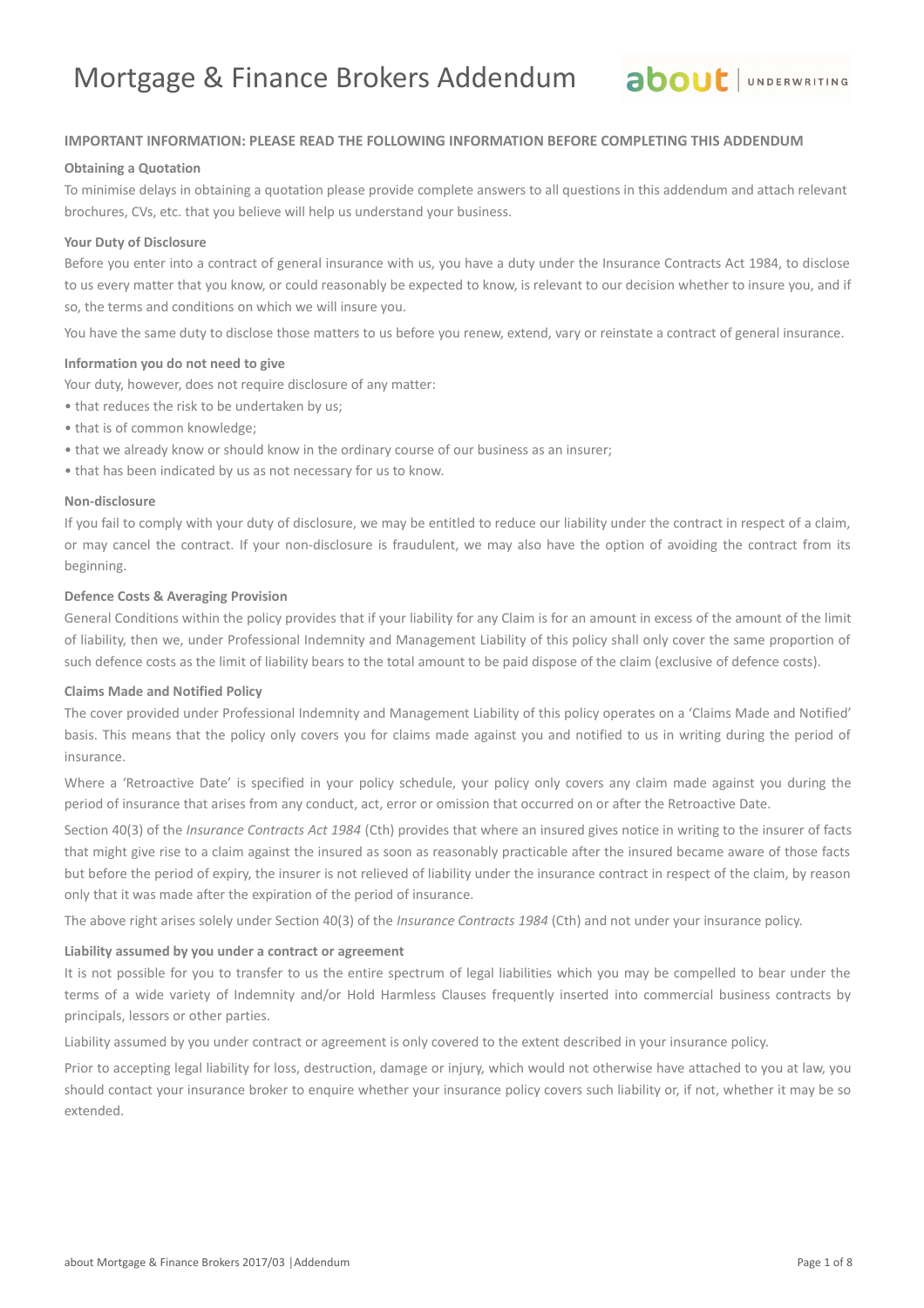# Mortgage & Finance Brokers Addendum

## IMPORTANT INFORMATION: PLEASE READ THE FOLLOWING INFORMATION BEFORE COMPLETING THIS ADDENDUM

### Obtaining a Quotation

To minimise delays in obtaining a quotation please provide complete answers to all questions in this addendum and attach relevant brochures, CVs, etc. that you believe will help us understand your business.

### Your Duty of Disclosure

Before you enter into a contract of general insurance with us, you have a duty under the Insurance Contracts Act 1984, to disclose to us every matter that you know, or could reasonably be expected to know, is relevant to our decision whether to insure you, and if so, the terms and conditions on which we will insure you.

You have the same duty to disclose those matters to us before you renew, extend, vary or reinstate a contract of general insurance.

### Information you do not need to give

Your duty, however, does not require disclosure of any matter:

- that reduces the risk to be undertaken by us;
- that is of common knowledge;
- that we already know or should know in the ordinary course of our business as an insurer;
- that has been indicated by us as not necessary for us to know.

### Non-disclosure

If you fail to comply with your duty of disclosure, we may be entitled to reduce our liability under the contract in respect of a claim, or may cancel the contract. If your non-disclosure is fraudulent, we may also have the option of avoiding the contract from its beginning.

### Defence Costs & Averaging Provision

General Conditions within the policy provides that if your liability for any Claim is for an amount in excess of the amount of the limit of liability, then we, under Professional Indemnity and Management Liability of this policy shall only cover the same proportion of such defence costs as the limit of liability bears to the total amount to be paid dispose of the claim (exclusive of defence costs).

### Claims Made and Notified Policy

The cover provided under Professional Indemnity and Management Liability of this policy operates on a 'Claims Made and Notified' basis. This means that the policy only covers you for claims made against you and notified to us in writing during the period of insurance.

Where a 'Retroactive Date' is specified in your policy schedule, your policy only covers any claim made against you during the period of insurance that arises from any conduct, act, error or omission that occurred on or after the Retroactive Date.

Section 40(3) of the *Insurance Contracts Act 1984* (Cth) provides that where an insured gives notice in writing to the insurer of facts that might give rise to a claim against the insured as soon as reasonably practicable after the insured became aware of those facts but before the period of expiry, the insurer is not relieved of liability under the insurance contract in respect of the claim, by reason only that it was made after the expiration of the period of insurance.

The above right arises solely under Section 40(3) of the *Insurance Contracts 1984* (Cth) and not under your insurance policy.

### Liability assumed by you under a contract or agreement

It is not possible for you to transfer to us the entire spectrum of legal liabilities which you may be compelled to bear under the terms of a wide variety of Indemnity and/or Hold Harmless Clauses frequently inserted into commercial business contracts by principals, lessors or other parties.

Liability assumed by you under contract or agreement is only covered to the extent described in your insurance policy.

Prior to accepting legal liability for loss, destruction, damage or injury, which would not otherwise have attached to you at law, you should contact your insurance broker to enquire whether your insurance policy covers such liability or, if not, whether it may be so extended.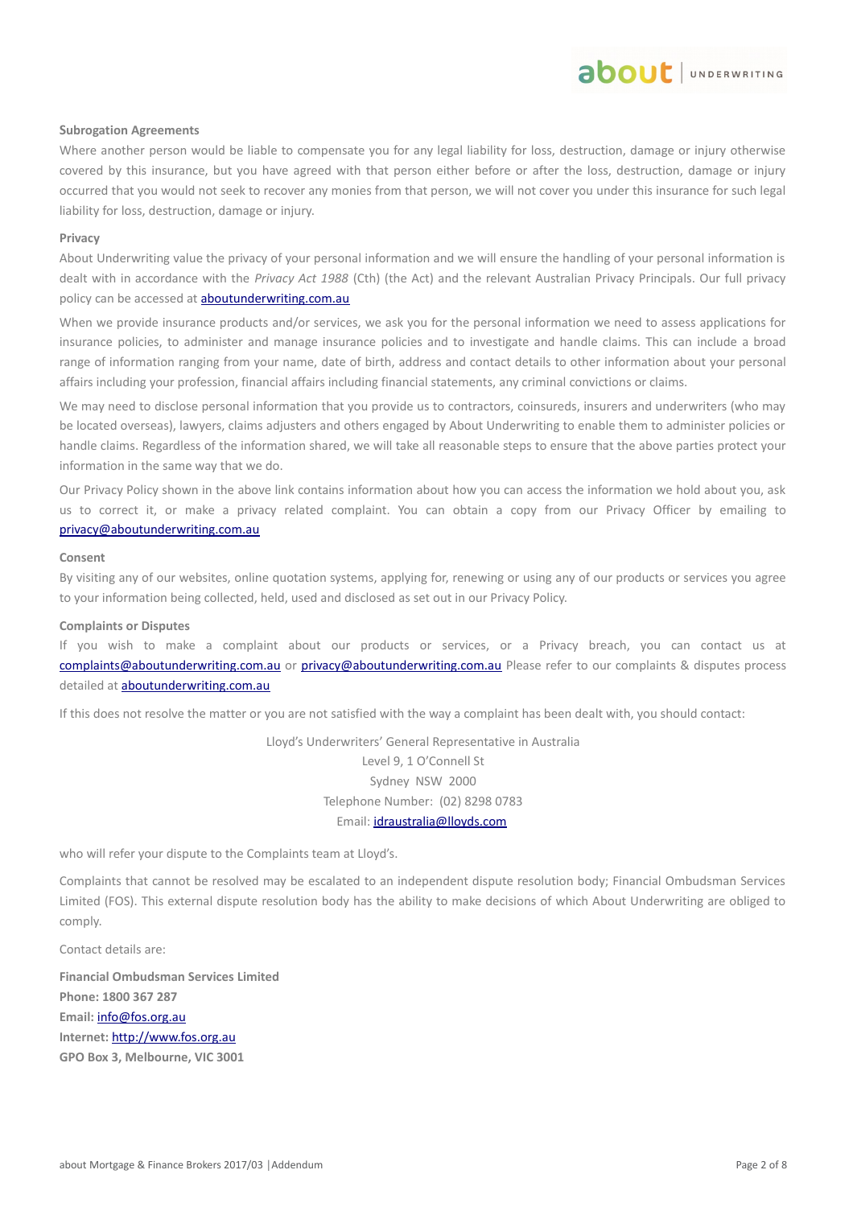### Subrogation Agreements

Where another person would be liable to compensate you for any legal liability for loss, destruction, damage or injury otherwise covered by this insurance, but you have agreed with that person either before or after the loss, destruction, damage or injury occurred that you would not seek to recover any monies from that person, we will not cover you under this insurance for such legal liability for loss, destruction, damage or injury.

### Privacy

About Underwriting value the privacy of your personal information and we will ensure the handling of your personal information is dealt with in accordance with the *Privacy Act 1988* (Cth) (the Act) and the relevant Australian Privacy Principals. Our full privacy policy can be accessed at aboutunderwriting.com.au

When we provide insurance products and/or services, we ask you for the personal information we need to assess applications for insurance policies, to administer and manage insurance policies and to investigate and handle claims. This can include a broad range of information ranging from your name, date of birth, address and contact details to other information about your personal affairs including your profession, financial affairs including financial statements, any criminal convictions or claims.

We may need to disclose personal information that you provide us to contractors, coinsureds, insurers and underwriters (who may be located overseas), lawyers, claims adjusters and others engaged by About Underwriting to enable them to administer policies or handle claims. Regardless of the information shared, we will take all reasonable steps to ensure that the above parties protect your information in the same way that we do.

Our Privacy Policy shown in the above link contains information about how you can access the information we hold about you, ask us to correct it, or make a privacy related complaint. You can obtain a copy from our Privacy Officer by emailing to privacy@aboutunderwriting.com.au

### Consent

By visiting any of our websites, online quotation systems, applying for, renewing or using any of our products or services you agree to your information being collected, held, used and disclosed as set out in our Privacy Policy.

### Complaints or Disputes

If you wish to make a complaint about our products or services, or a Privacy breach, you can contact us at complaints@aboutunderwriting.com.au or privacy@aboutunderwriting.com.au Please refer to our complaints & disputes process detailed at aboutunderwriting.com.au

If this does not resolve the matter or you are not satisfied with the way a complaint has been dealt with, you should contact:

Lloyd's Underwriters' General Representative in Australia
Level 9, 1 O'Connell St
Sydney NSW 2000
Telephone Number: (02) 8298 0783
Email: idraustralia@lloyds.com

who will refer your dispute to the Complaints team at Lloyd's.

Complaints that cannot be resolved may be escalated to an independent dispute resolution body; Financial Ombudsman Services Limited (FOS). This external dispute resolution body has the ability to make decisions of which About Underwriting are obliged to comply.

Contact details are:

**Financial Ombudsman Services Limited**
**Phone: 1800 367 287**
**Email:** info@fos.org.au
**Internet:** http://www.fos.org.au
**GPO Box 3, Melbourne, VIC 3001**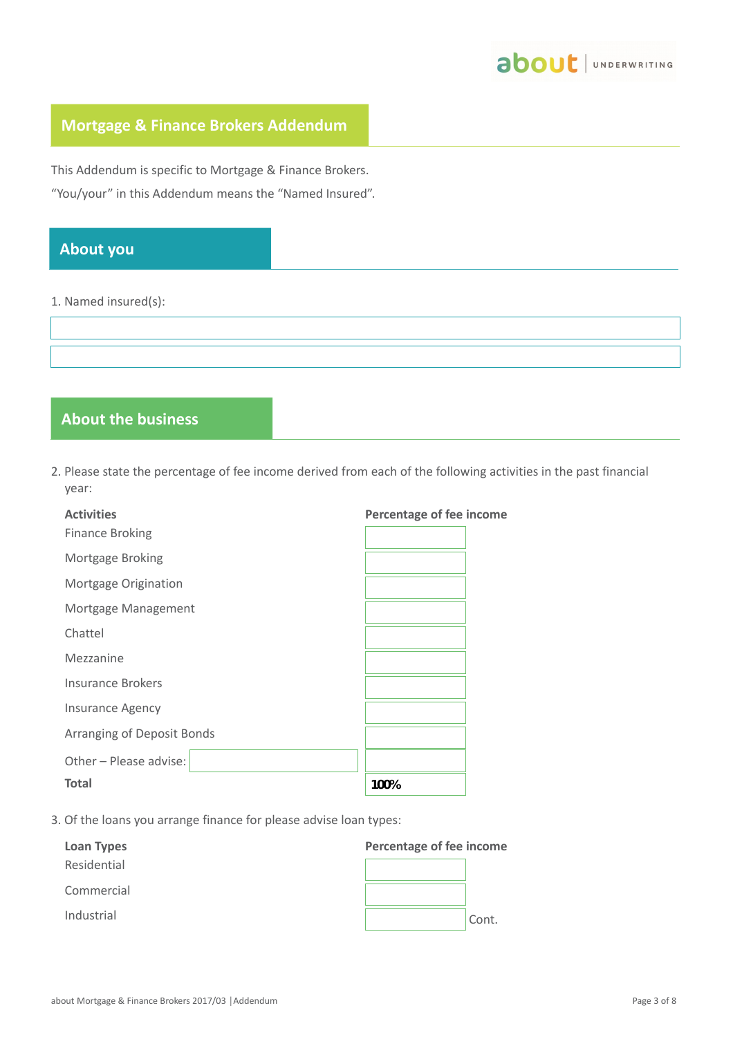## Mortgage & Finance Brokers Addendum

This Addendum is specific to Mortgage & Finance Brokers.

"You/your" in this Addendum means the "Named Insured".

## About you

1. Named insured(s):

| |
|---|
| |
| |

## About the business

2. Please state the percentage of fee income derived from each of the following activities in the past financial year:

| Activities | Percentage of fee income |
|---|---|
| Finance Broking | |
| Mortgage Broking | |
| Mortgage Origination | |
| Mortgage Management | |
| Chattel | |
| Mezzanine | |
| Insurance Brokers | |
| Insurance Agency | |
| Arranging of Deposit Bonds | |
| Other – Please advise: | |
| **Total** | 100% |

3. Of the loans you arrange finance for please advise loan types:

| Loan Types | Percentage of fee income |
|---|---|
| Residential | |
| Commercial | |
| Industrial | |

Cont.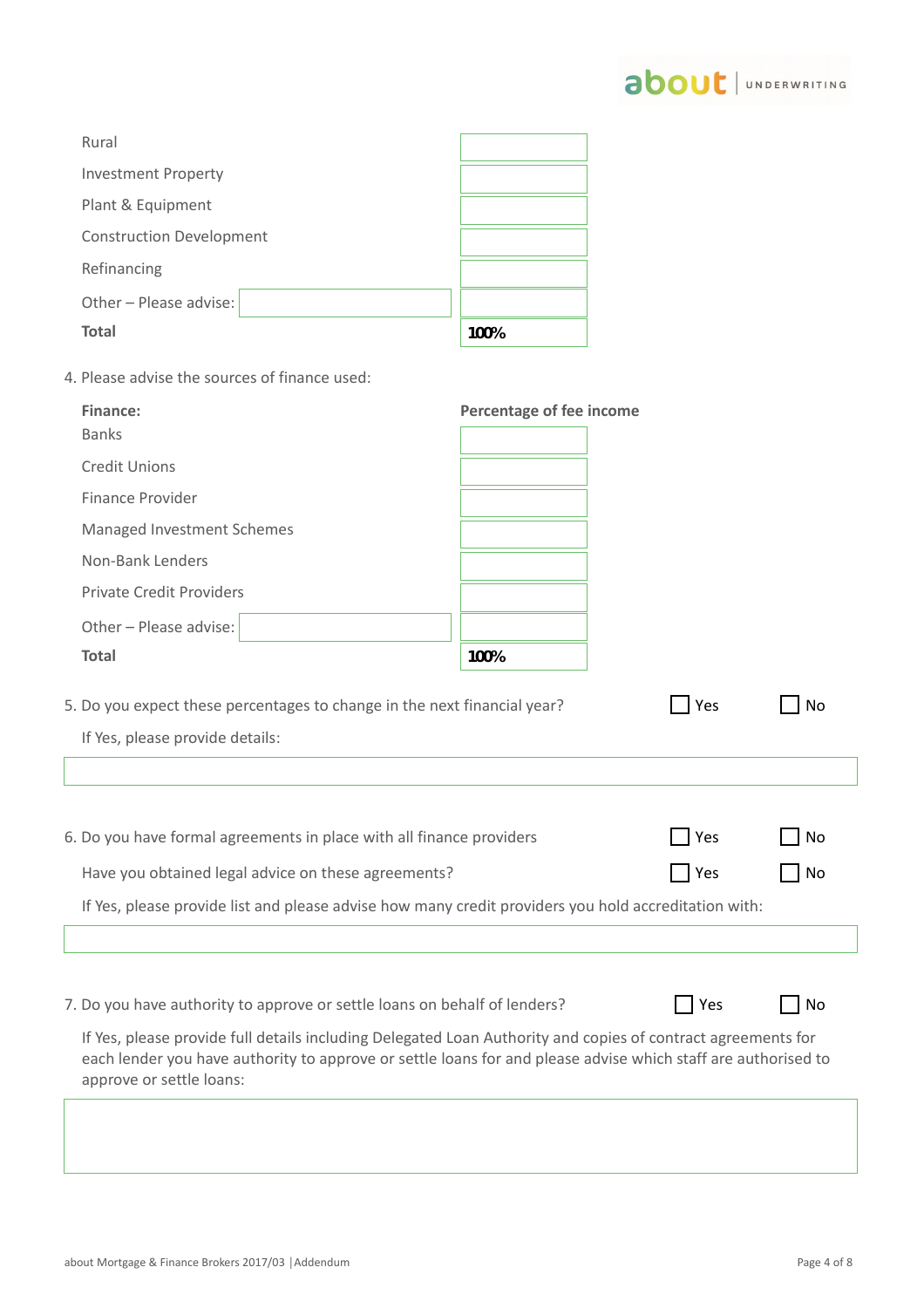| | |
|---|---|
| Rural | |
| Investment Property | |
| Plant & Equipment | |
| Construction Development | |
| Refinancing | |
| Other – Please advise: | |
| **Total** | 100% |

4. Please advise the sources of finance used:

| **Finance:** | **Percentage of fee income** |
|---|---|
| Banks | |
| Credit Unions | |
| Finance Provider | |
| Managed Investment Schemes | |
| Non-Bank Lenders | |
| Private Credit Providers | |
| Other – Please advise: | |
| **Total** | 100% |

5. Do you expect these percentages to change in the next financial year? ☐ Yes ☐ No

If Yes, please provide details:

6. Do you have formal agreements in place with all finance providers ☐ Yes ☐ No

Have you obtained legal advice on these agreements? ☐ Yes ☐ No

If Yes, please provide list and please advise how many credit providers you hold accreditation with:

7. Do you have authority to approve or settle loans on behalf of lenders? ☐ Yes ☐ No

If Yes, please provide full details including Delegated Loan Authority and copies of contract agreements for each lender you have authority to approve or settle loans for and please advise which staff are authorised to approve or settle loans: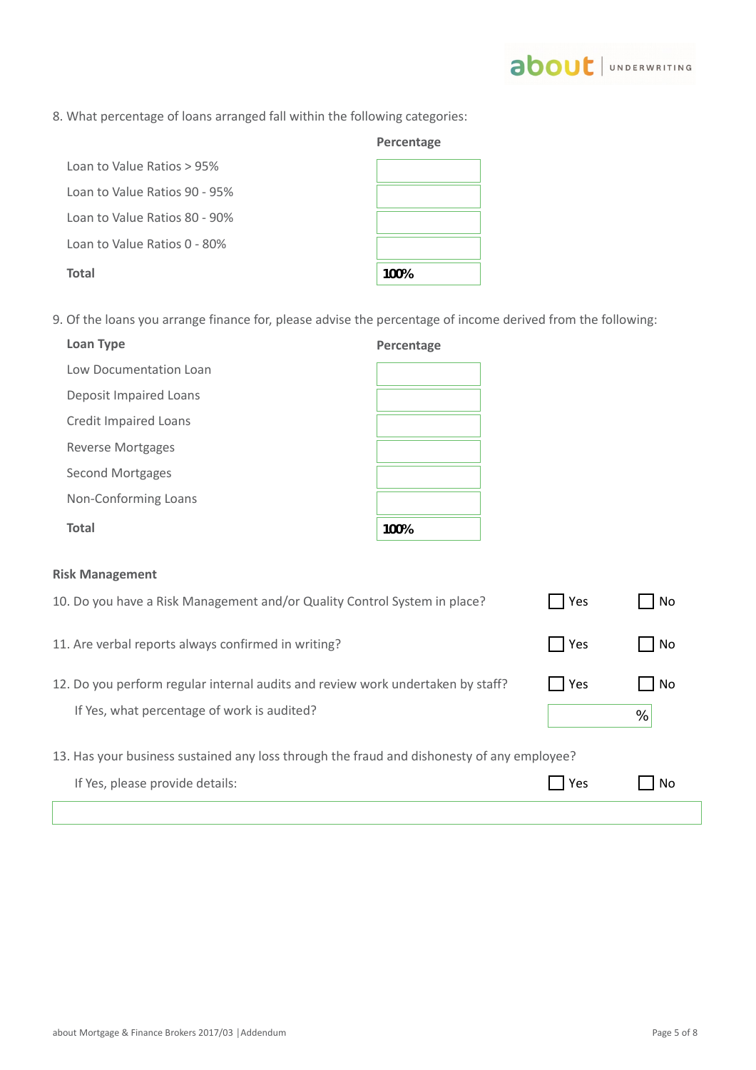8. What percentage of loans arranged fall within the following categories:

| | Percentage |
|---|---|
| Loan to Value Ratios > 95% | |
| Loan to Value Ratios 90 - 95% | |
| Loan to Value Ratios 80 - 90% | |
| Loan to Value Ratios 0 - 80% | |
| **Total** | 100% |

9. Of the loans you arrange finance for, please advise the percentage of income derived from the following:

| Loan Type | Percentage |
|---|---|
| Low Documentation Loan | |
| Deposit Impaired Loans | |
| Credit Impaired Loans | |
| Reverse Mortgages | |
| Second Mortgages | |
| Non-Conforming Loans | |
| **Total** | 100% |

**Risk Management**

10. Do you have a Risk Management and/or Quality Control System in place? ☐ Yes ☐ No

11. Are verbal reports always confirmed in writing? ☐ Yes ☐ No

12. Do you perform regular internal audits and review work undertaken by staff? ☐ Yes ☐ No

If Yes, what percentage of work is audited? ______ %

13. Has your business sustained any loss through the fraud and dishonesty of any employee?

If Yes, please provide details: ☐ Yes ☐ No

______________________________________________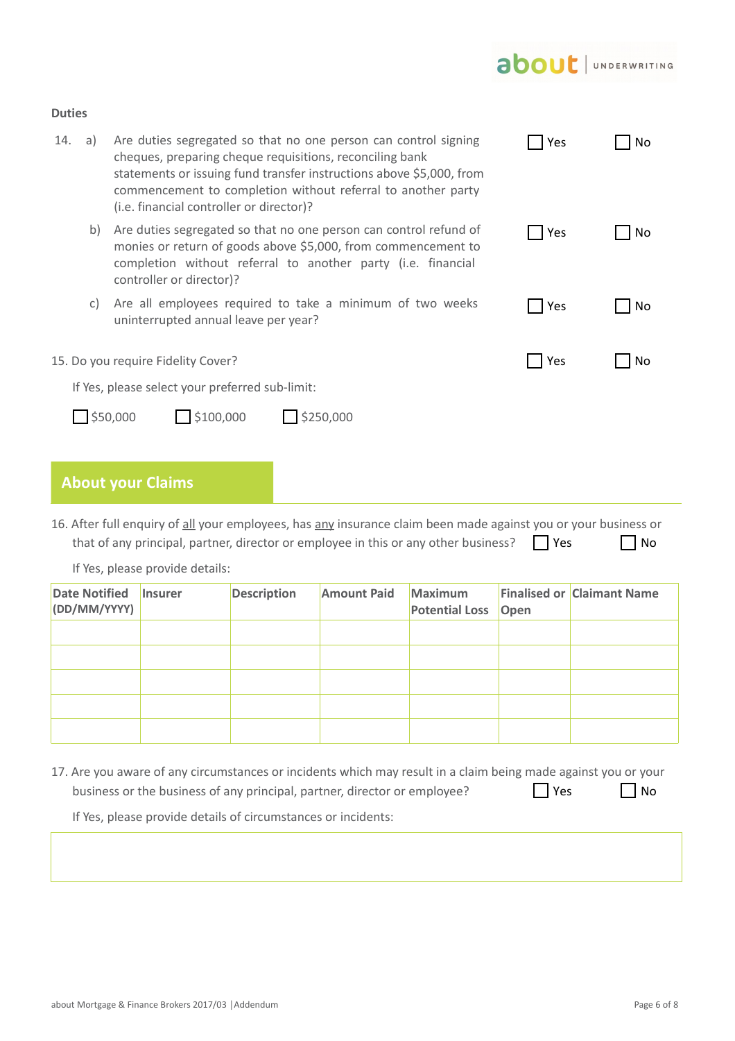### Duties

14. a) Are duties segregated so that no one person can control signing cheques, preparing cheque requisitions, reconciling bank statements or issuing fund transfer instructions above $5,000, from commencement to completion without referral to another party (i.e. financial controller or director)? ☐ Yes ☐ No

    b) Are duties segregated so that no one person can control refund of monies or return of goods above $5,000, from commencement to completion without referral to another party (i.e. financial controller or director)? ☐ Yes ☐ No

    c) Are all employees required to take a minimum of two weeks uninterrupted annual leave per year? ☐ Yes ☐ No

15. Do you require Fidelity Cover? ☐ Yes ☐ No

    If Yes, please select your preferred sub-limit:

    ☐ $50,000 ☐ $100,000 ☐ $250,000

## About your Claims

16. After full enquiry of <u>all</u> your employees, has <u>any</u> insurance claim been made against you or your business or that of any principal, partner, director or employee in this or any other business? ☐ Yes ☐ No

    If Yes, please provide details:

| Date Notified (DD/MM/YYYY) | Insurer | Description | Amount Paid | Maximum Potential Loss | Finalised or Open | Claimant Name |
|---|---|---|---|---|---|---|
| | | | | | | |
| | | | | | | |
| | | | | | | |
| | | | | | | |
| | | | | | | |

17. Are you aware of any circumstances or incidents which may result in a claim being made against you or your business or the business of any principal, partner, director or employee? ☐ Yes ☐ No

    If Yes, please provide details of circumstances or incidents: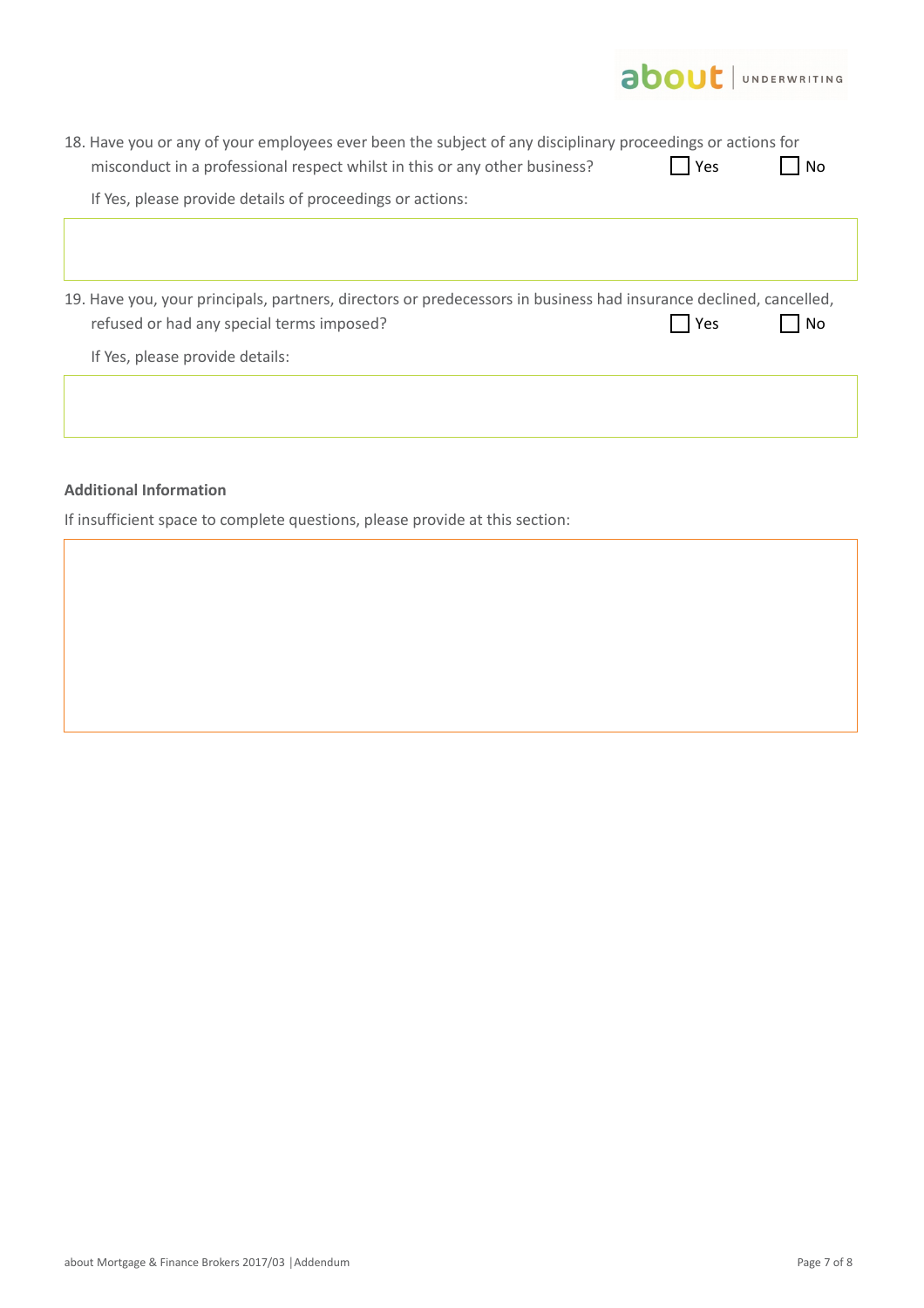18. Have you or any of your employees ever been the subject of any disciplinary proceedings or actions for misconduct in a professional respect whilst in this or any other business? ☐ Yes ☐ No

    If Yes, please provide details of proceedings or actions:

19. Have you, your principals, partners, directors or predecessors in business had insurance declined, cancelled, refused or had any special terms imposed? ☐ Yes ☐ No

    If Yes, please provide details:

**Additional Information**

If insufficient space to complete questions, please provide at this section: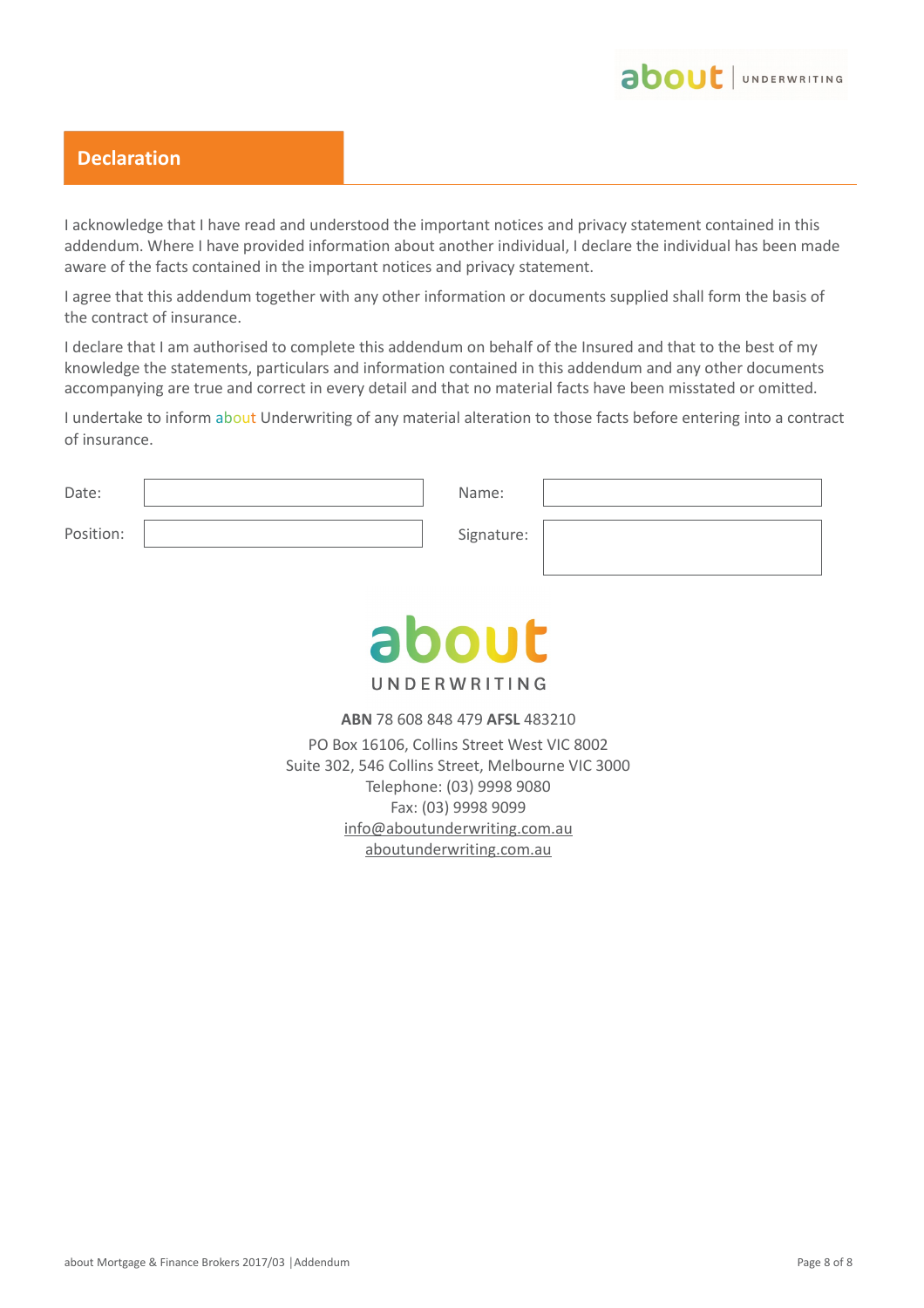## Declaration

I acknowledge that I have read and understood the important notices and privacy statement contained in this addendum. Where I have provided information about another individual, I declare the individual has been made aware of the facts contained in the important notices and privacy statement.

I agree that this addendum together with any other information or documents supplied shall form the basis of the contract of insurance.

I declare that I am authorised to complete this addendum on behalf of the Insured and that to the best of my knowledge the statements, particulars and information contained in this addendum and any other documents accompanying are true and correct in every detail and that no material facts have been misstated or omitted.

I undertake to inform about Underwriting of any material alteration to those facts before entering into a contract of insurance.

| | | | |
|---|---|---|---|
| Date: | | Name: | |
| Position: | | Signature: | |

about UNDERWRITING

**ABN** 78 608 848 479 **AFSL** 483210

PO Box 16106, Collins Street West VIC 8002
Suite 302, 546 Collins Street, Melbourne VIC 3000
Telephone: (03) 9998 9080
Fax: (03) 9998 9099
info@aboutunderwriting.com.au
aboutunderwriting.com.au